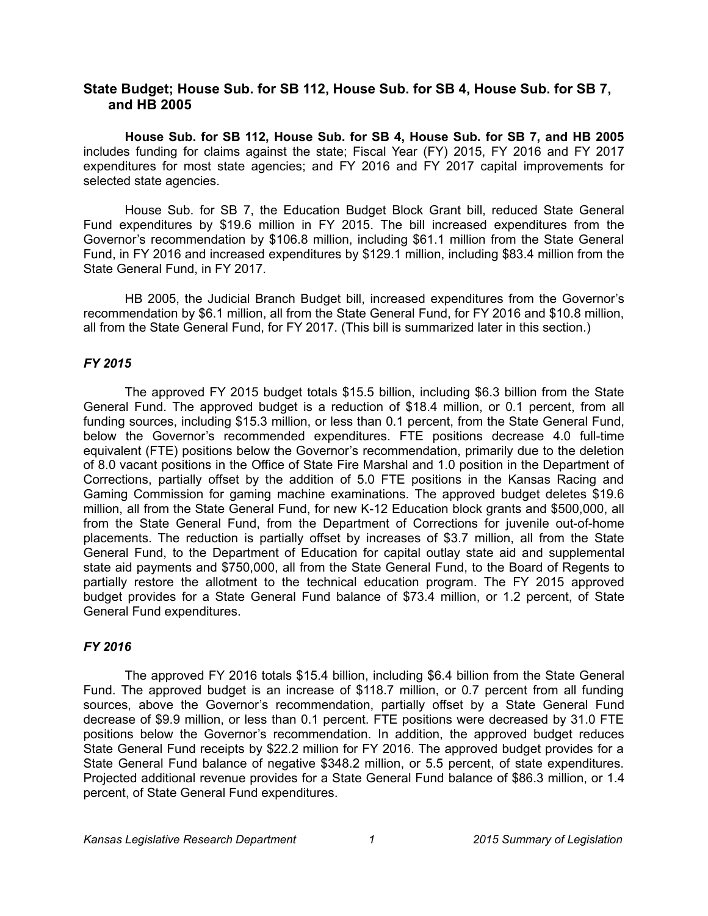## State Budget; House Sub. for SB 112, House Sub. for SB 4, House Sub. for SB 7, and HB 2005

**House Sub. for SB 112, House Sub. for SB 4, House Sub. for SB 7, and HB 2005** includes funding for claims against the state; Fiscal Year (FY) 2015, FY 2016 and FY 2017 expenditures for most state agencies; and FY 2016 and FY 2017 capital improvements for selected state agencies.

House Sub. for SB 7, the Education Budget Block Grant bill, reduced State General Fund expenditures by $19.6 million in FY 2015. The bill increased expenditures from the Governor's recommendation by $106.8 million, including $61.1 million from the State General Fund, in FY 2016 and increased expenditures by $129.1 million, including $83.4 million from the State General Fund, in FY 2017.

HB 2005, the Judicial Branch Budget bill, increased expenditures from the Governor's recommendation by $6.1 million, all from the State General Fund, for FY 2016 and $10.8 million, all from the State General Fund, for FY 2017. (This bill is summarized later in this section.)

### *FY 2015*

The approved FY 2015 budget totals $15.5 billion, including $6.3 billion from the State General Fund. The approved budget is a reduction of $18.4 million, or 0.1 percent, from all funding sources, including $15.3 million, or less than 0.1 percent, from the State General Fund, below the Governor's recommended expenditures. FTE positions decrease 4.0 full-time equivalent (FTE) positions below the Governor's recommendation, primarily due to the deletion of 8.0 vacant positions in the Office of State Fire Marshal and 1.0 position in the Department of Corrections, partially offset by the addition of 5.0 FTE positions in the Kansas Racing and Gaming Commission for gaming machine examinations. The approved budget deletes $19.6 million, all from the State General Fund, for new K-12 Education block grants and $500,000, all from the State General Fund, from the Department of Corrections for juvenile out-of-home placements. The reduction is partially offset by increases of $3.7 million, all from the State General Fund, to the Department of Education for capital outlay state aid and supplemental state aid payments and $750,000, all from the State General Fund, to the Board of Regents to partially restore the allotment to the technical education program. The FY 2015 approved budget provides for a State General Fund balance of $73.4 million, or 1.2 percent, of State General Fund expenditures.

### *FY 2016*

The approved FY 2016 totals $15.4 billion, including $6.4 billion from the State General Fund. The approved budget is an increase of $118.7 million, or 0.7 percent from all funding sources, above the Governor's recommendation, partially offset by a State General Fund decrease of $9.9 million, or less than 0.1 percent. FTE positions were decreased by 31.0 FTE positions below the Governor's recommendation. In addition, the approved budget reduces State General Fund receipts by $22.2 million for FY 2016. The approved budget provides for a State General Fund balance of negative $348.2 million, or 5.5 percent, of state expenditures. Projected additional revenue provides for a State General Fund balance of $86.3 million, or 1.4 percent, of State General Fund expenditures.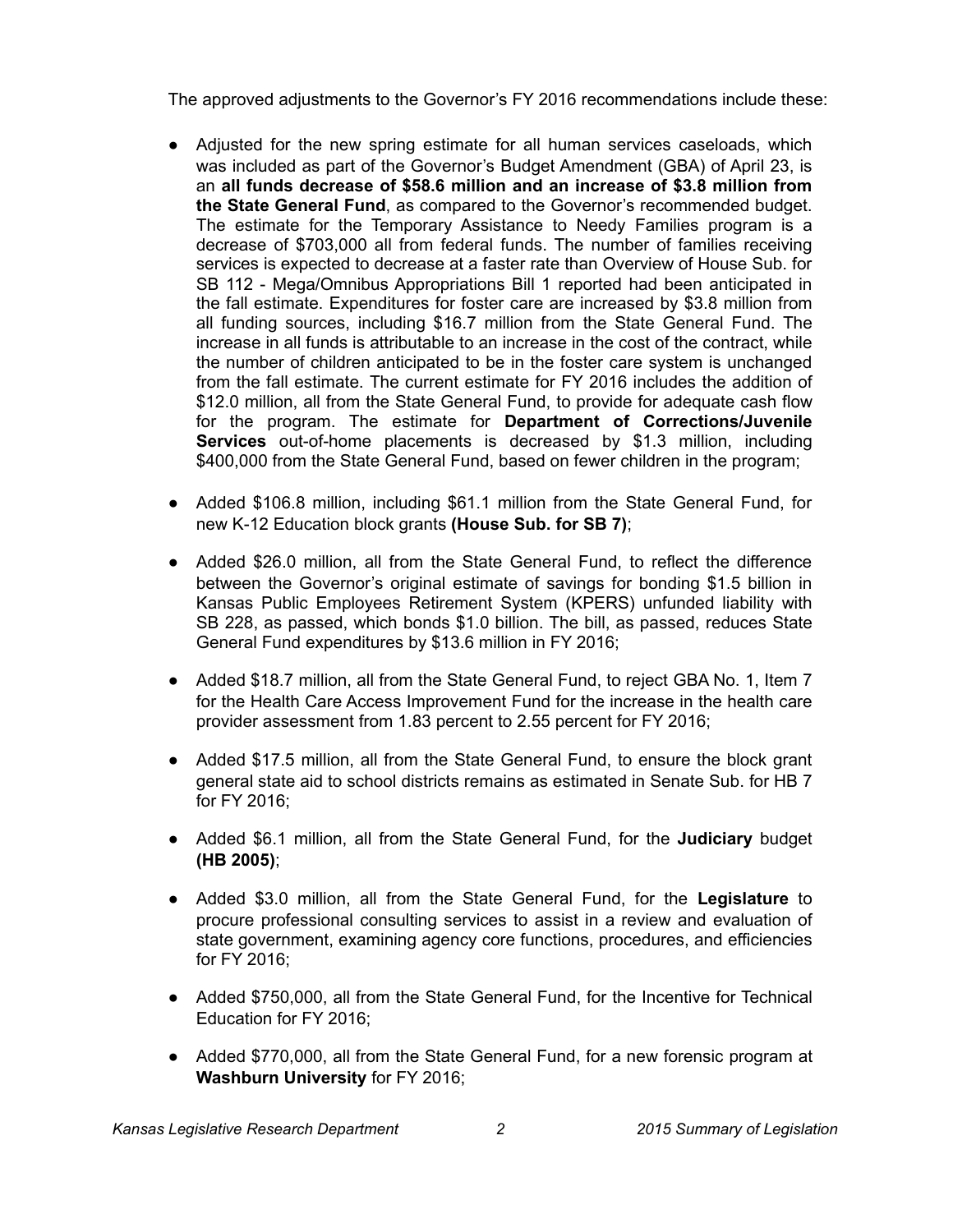The approved adjustments to the Governor's FY 2016 recommendations include these:

- Adjusted for the new spring estimate for all human services caseloads, which was included as part of the Governor's Budget Amendment (GBA) of April 23, is an **all funds decrease of $58.6 million and an increase of $3.8 million from the State General Fund**, as compared to the Governor's recommended budget. The estimate for the Temporary Assistance to Needy Families program is a decrease of $703,000 all from federal funds. The number of families receiving services is expected to decrease at a faster rate than Overview of House Sub. for SB 112 - Mega/Omnibus Appropriations Bill 1 reported had been anticipated in the fall estimate. Expenditures for foster care are increased by $3.8 million from all funding sources, including $16.7 million from the State General Fund. The increase in all funds is attributable to an increase in the cost of the contract, while the number of children anticipated to be in the foster care system is unchanged from the fall estimate. The current estimate for FY 2016 includes the addition of $12.0 million, all from the State General Fund, to provide for adequate cash flow for the program. The estimate for **Department of Corrections/Juvenile Services** out-of-home placements is decreased by $1.3 million, including $400,000 from the State General Fund, based on fewer children in the program;

- Added $106.8 million, including $61.1 million from the State General Fund, for new K-12 Education block grants **(House Sub. for SB 7)**;

- Added $26.0 million, all from the State General Fund, to reflect the difference between the Governor's original estimate of savings for bonding $1.5 billion in Kansas Public Employees Retirement System (KPERS) unfunded liability with SB 228, as passed, which bonds $1.0 billion. The bill, as passed, reduces State General Fund expenditures by $13.6 million in FY 2016;

- Added $18.7 million, all from the State General Fund, to reject GBA No. 1, Item 7 for the Health Care Access Improvement Fund for the increase in the health care provider assessment from 1.83 percent to 2.55 percent for FY 2016;

- Added $17.5 million, all from the State General Fund, to ensure the block grant general state aid to school districts remains as estimated in Senate Sub. for HB 7 for FY 2016;

- Added $6.1 million, all from the State General Fund, for the **Judiciary** budget **(HB 2005)**;

- Added $3.0 million, all from the State General Fund, for the **Legislature** to procure professional consulting services to assist in a review and evaluation of state government, examining agency core functions, procedures, and efficiencies for FY 2016;

- Added $750,000, all from the State General Fund, for the Incentive for Technical Education for FY 2016;

- Added $770,000, all from the State General Fund, for a new forensic program at **Washburn University** for FY 2016;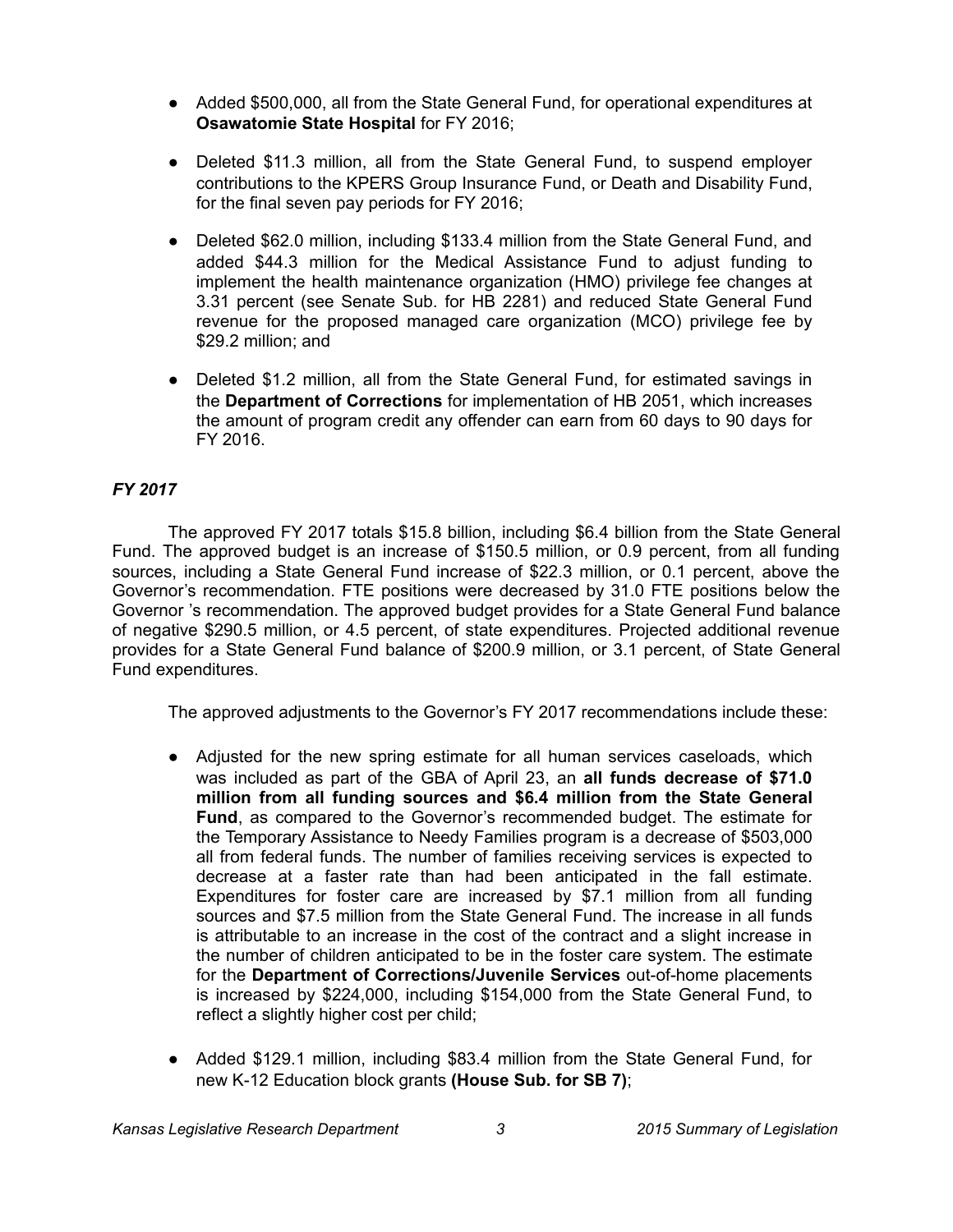- Added $500,000, all from the State General Fund, for operational expenditures at **Osawatomie State Hospital** for FY 2016;

- Deleted $11.3 million, all from the State General Fund, to suspend employer contributions to the KPERS Group Insurance Fund, or Death and Disability Fund, for the final seven pay periods for FY 2016;

- Deleted $62.0 million, including $133.4 million from the State General Fund, and added $44.3 million for the Medical Assistance Fund to adjust funding to implement the health maintenance organization (HMO) privilege fee changes at 3.31 percent (see Senate Sub. for HB 2281) and reduced State General Fund revenue for the proposed managed care organization (MCO) privilege fee by $29.2 million; and

- Deleted $1.2 million, all from the State General Fund, for estimated savings in the **Department of Corrections** for implementation of HB 2051, which increases the amount of program credit any offender can earn from 60 days to 90 days for FY 2016.

### *FY 2017*

The approved FY 2017 totals $15.8 billion, including $6.4 billion from the State General Fund. The approved budget is an increase of $150.5 million, or 0.9 percent, from all funding sources, including a State General Fund increase of $22.3 million, or 0.1 percent, above the Governor's recommendation. FTE positions were decreased by 31.0 FTE positions below the Governor 's recommendation. The approved budget provides for a State General Fund balance of negative $290.5 million, or 4.5 percent, of state expenditures. Projected additional revenue provides for a State General Fund balance of $200.9 million, or 3.1 percent, of State General Fund expenditures.

The approved adjustments to the Governor's FY 2017 recommendations include these:

- Adjusted for the new spring estimate for all human services caseloads, which was included as part of the GBA of April 23, an **all funds decrease of $71.0 million from all funding sources and $6.4 million from the State General Fund**, as compared to the Governor's recommended budget. The estimate for the Temporary Assistance to Needy Families program is a decrease of $503,000 all from federal funds. The number of families receiving services is expected to decrease at a faster rate than had been anticipated in the fall estimate. Expenditures for foster care are increased by $7.1 million from all funding sources and $7.5 million from the State General Fund. The increase in all funds is attributable to an increase in the cost of the contract and a slight increase in the number of children anticipated to be in the foster care system. The estimate for the **Department of Corrections/Juvenile Services** out-of-home placements is increased by $224,000, including $154,000 from the State General Fund, to reflect a slightly higher cost per child;

- Added $129.1 million, including $83.4 million from the State General Fund, for new K-12 Education block grants **(House Sub. for SB 7)**;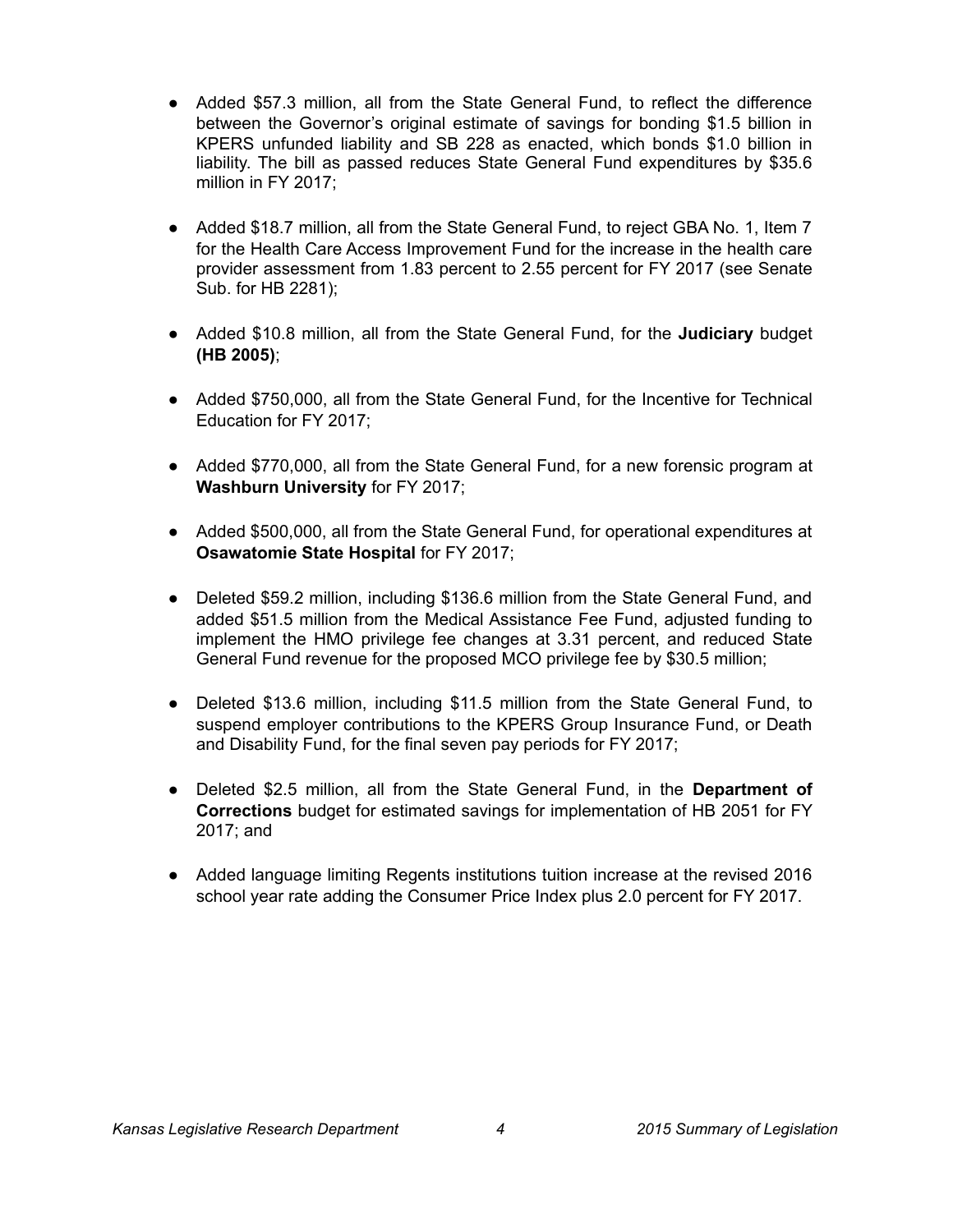- Added $57.3 million, all from the State General Fund, to reflect the difference between the Governor's original estimate of savings for bonding $1.5 billion in KPERS unfunded liability and SB 228 as enacted, which bonds $1.0 billion in liability. The bill as passed reduces State General Fund expenditures by $35.6 million in FY 2017;

- Added $18.7 million, all from the State General Fund, to reject GBA No. 1, Item 7 for the Health Care Access Improvement Fund for the increase in the health care provider assessment from 1.83 percent to 2.55 percent for FY 2017 (see Senate Sub. for HB 2281);

- Added $10.8 million, all from the State General Fund, for the **Judiciary** budget **(HB 2005)**;

- Added $750,000, all from the State General Fund, for the Incentive for Technical Education for FY 2017;

- Added $770,000, all from the State General Fund, for a new forensic program at **Washburn University** for FY 2017;

- Added $500,000, all from the State General Fund, for operational expenditures at **Osawatomie State Hospital** for FY 2017;

- Deleted $59.2 million, including $136.6 million from the State General Fund, and added $51.5 million from the Medical Assistance Fee Fund, adjusted funding to implement the HMO privilege fee changes at 3.31 percent, and reduced State General Fund revenue for the proposed MCO privilege fee by $30.5 million;

- Deleted $13.6 million, including $11.5 million from the State General Fund, to suspend employer contributions to the KPERS Group Insurance Fund, or Death and Disability Fund, for the final seven pay periods for FY 2017;

- Deleted $2.5 million, all from the State General Fund, in the **Department of Corrections** budget for estimated savings for implementation of HB 2051 for FY 2017; and

- Added language limiting Regents institutions tuition increase at the revised 2016 school year rate adding the Consumer Price Index plus 2.0 percent for FY 2017.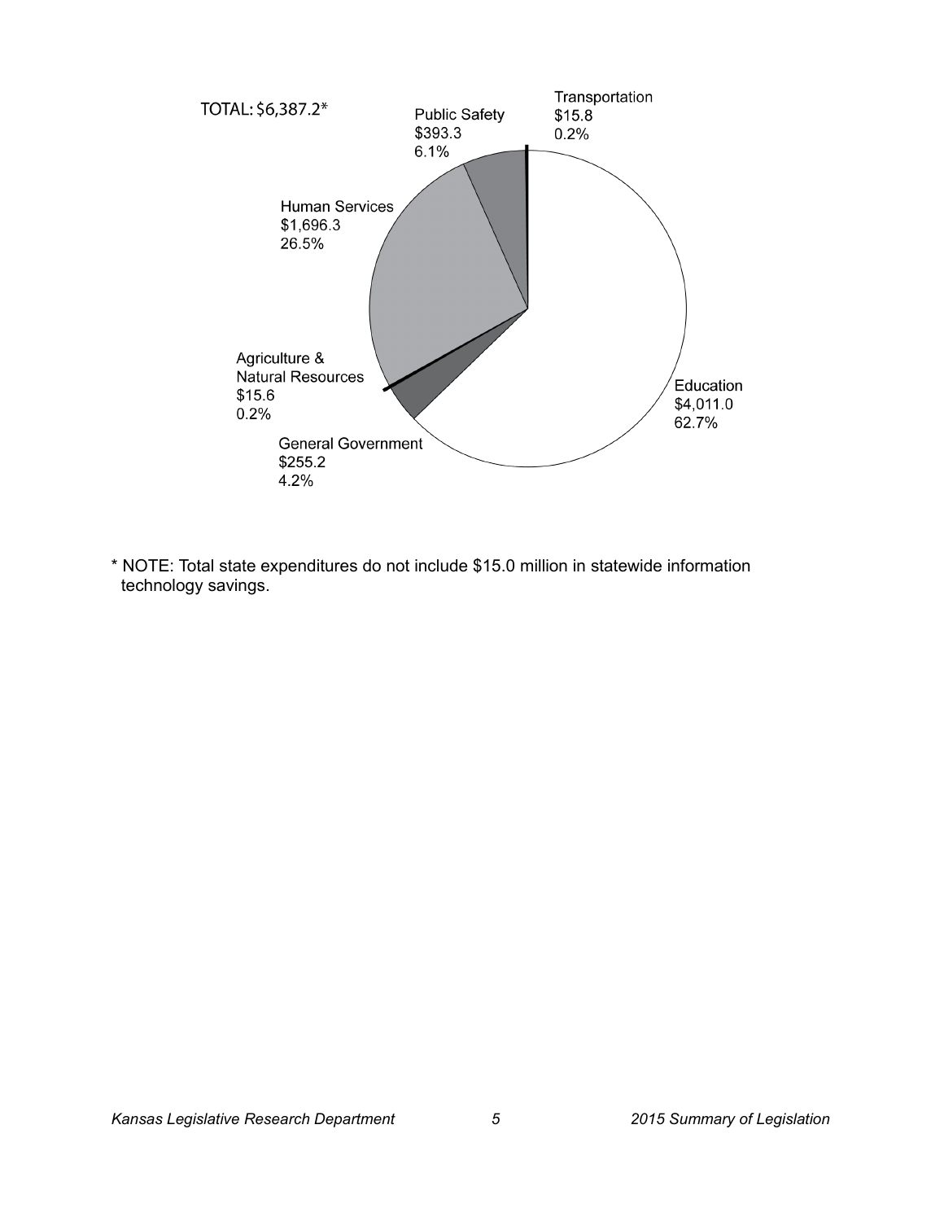TOTAL: $6,387.2*

Public Safety
$393.3
6.1%

Transportation
$15.8
0.2%

Human Services
$1,696.3
26.5%

Agriculture &
Natural Resources
$15.6
0.2%

Education
$4,011.0
62.7%

General Government
$255.2
4.2%

* NOTE: Total state expenditures do not include $15.0 million in statewide information technology savings.